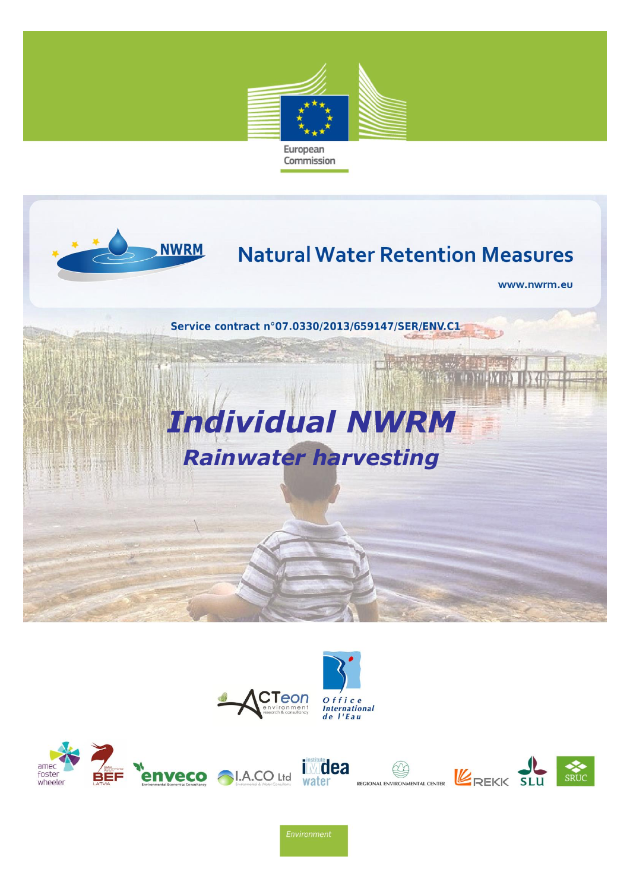European Commission

# Natural Water Retention Measures

www.nwrm.eu

Service contract n°07.0330/2013/659147/SER/ENV.C1

# *Individual NWRM*

## *Rainwater harvesting*

Environment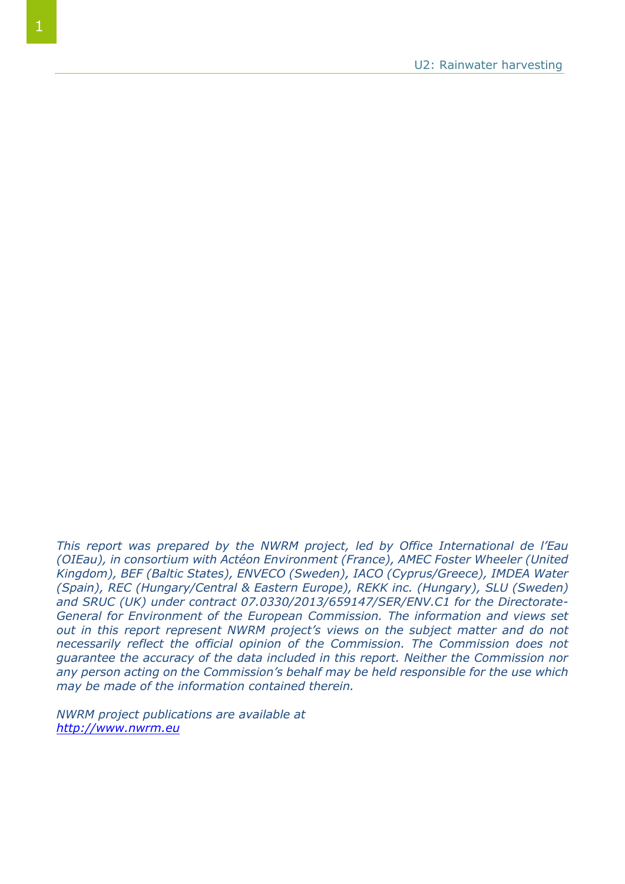*This report was prepared by the NWRM project, led by Office International de l'Eau (OIEau), in consortium with Actéon Environment (France), AMEC Foster Wheeler (United Kingdom), BEF (Baltic States), ENVECO (Sweden), IACO (Cyprus/Greece), IMDEA Water (Spain), REC (Hungary/Central & Eastern Europe), REKK inc. (Hungary), SLU (Sweden) and SRUC (UK) under contract 07.0330/2013/659147/SER/ENV.C1 for the Directorate-General for Environment of the European Commission. The information and views set out in this report represent NWRM project's views on the subject matter and do not necessarily reflect the official opinion of the Commission. The Commission does not guarantee the accuracy of the data included in this report. Neither the Commission nor any person acting on the Commission's behalf may be held responsible for the use which may be made of the information contained therein.*

*NWRM project publications are available at*
*[http://www.nwrm.eu](http://www.nwrm.eu)*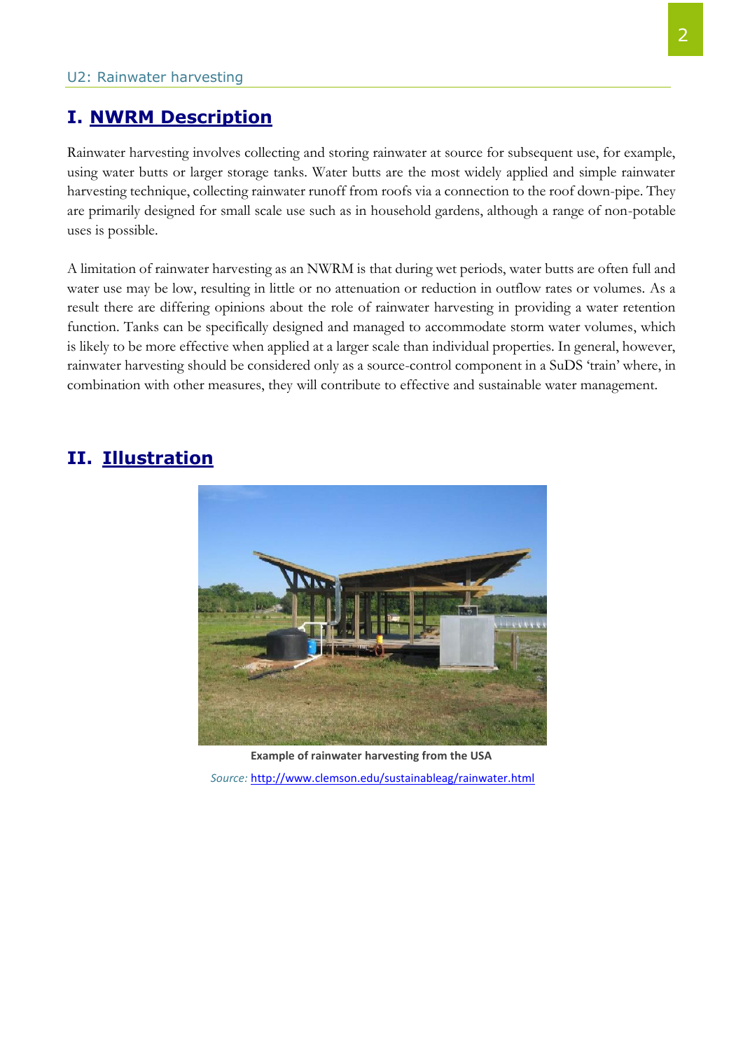## I. NWRM Description

Rainwater harvesting involves collecting and storing rainwater at source for subsequent use, for example, using water butts or larger storage tanks. Water butts are the most widely applied and simple rainwater harvesting technique, collecting rainwater runoff from roofs via a connection to the roof down-pipe. They are primarily designed for small scale use such as in household gardens, although a range of non-potable uses is possible.

A limitation of rainwater harvesting as an NWRM is that during wet periods, water butts are often full and water use may be low, resulting in little or no attenuation or reduction in outflow rates or volumes. As a result there are differing opinions about the role of rainwater harvesting in providing a water retention function. Tanks can be specifically designed and managed to accommodate storm water volumes, which is likely to be more effective when applied at a larger scale than individual properties. In general, however, rainwater harvesting should be considered only as a source-control component in a SuDS 'train' where, in combination with other measures, they will contribute to effective and sustainable water management.

## II. Illustration

**Example of rainwater harvesting from the USA**

*Source:* http://www.clemson.edu/sustainableag/rainwater.html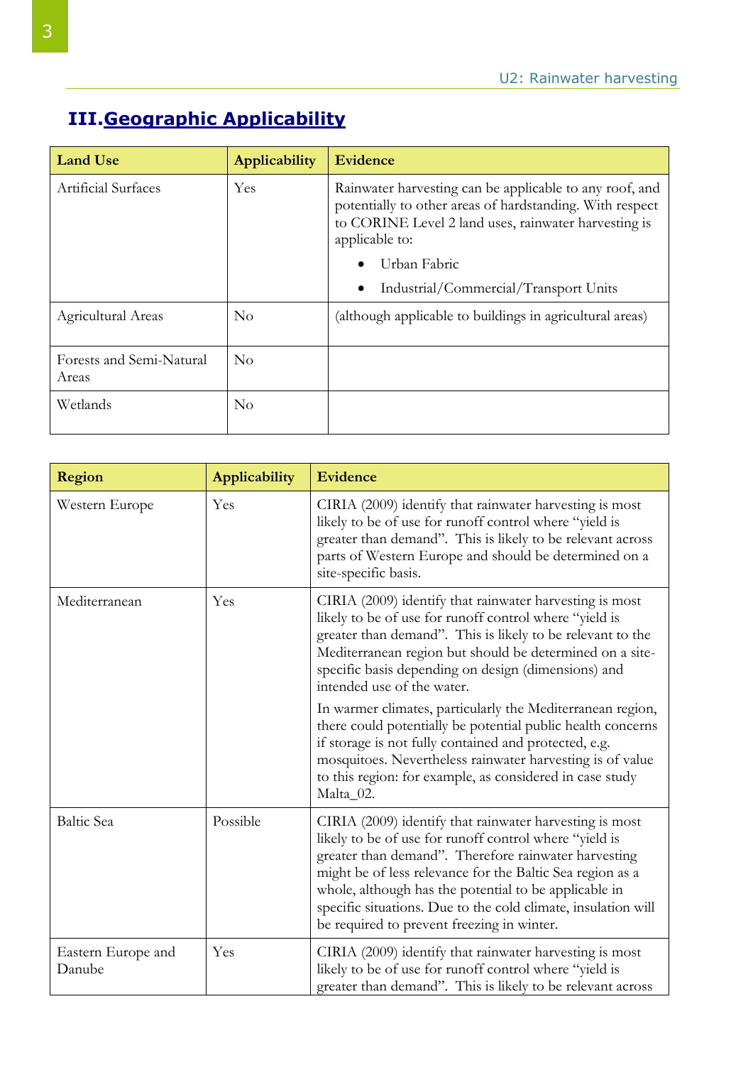## III. Geographic Applicability

| Land Use | Applicability | Evidence |
|---|---|---|
| Artificial Surfaces | Yes | Rainwater harvesting can be applicable to any roof, and potentially to other areas of hardstanding. With respect to CORINE Level 2 land uses, rainwater harvesting is applicable to:<br>• Urban Fabric<br>• Industrial/Commercial/Transport Units |
| Agricultural Areas | No | (although applicable to buildings in agricultural areas) |
| Forests and Semi-Natural Areas | No | |
| Wetlands | No | |

| Region | Applicability | Evidence |
|---|---|---|
| Western Europe | Yes | CIRIA (2009) identify that rainwater harvesting is most likely to be of use for runoff control where "yield is greater than demand". This is likely to be relevant across parts of Western Europe and should be determined on a site-specific basis. |
| Mediterranean | Yes | CIRIA (2009) identify that rainwater harvesting is most likely to be of use for runoff control where "yield is greater than demand". This is likely to be relevant to the Mediterranean region but should be determined on a site-specific basis depending on design (dimensions) and intended use of the water.<br>In warmer climates, particularly the Mediterranean region, there could potentially be potential public health concerns if storage is not fully contained and protected, e.g. mosquitoes. Nevertheless rainwater harvesting is of value to this region: for example, as considered in case study Malta_02. |
| Baltic Sea | Possible | CIRIA (2009) identify that rainwater harvesting is most likely to be of use for runoff control where "yield is greater than demand". Therefore rainwater harvesting might be of less relevance for the Baltic Sea region as a whole, although has the potential to be applicable in specific situations. Due to the cold climate, insulation will be required to prevent freezing in winter. |
| Eastern Europe and Danube | Yes | CIRIA (2009) identify that rainwater harvesting is most likely to be of use for runoff control where "yield is greater than demand". This is likely to be relevant across |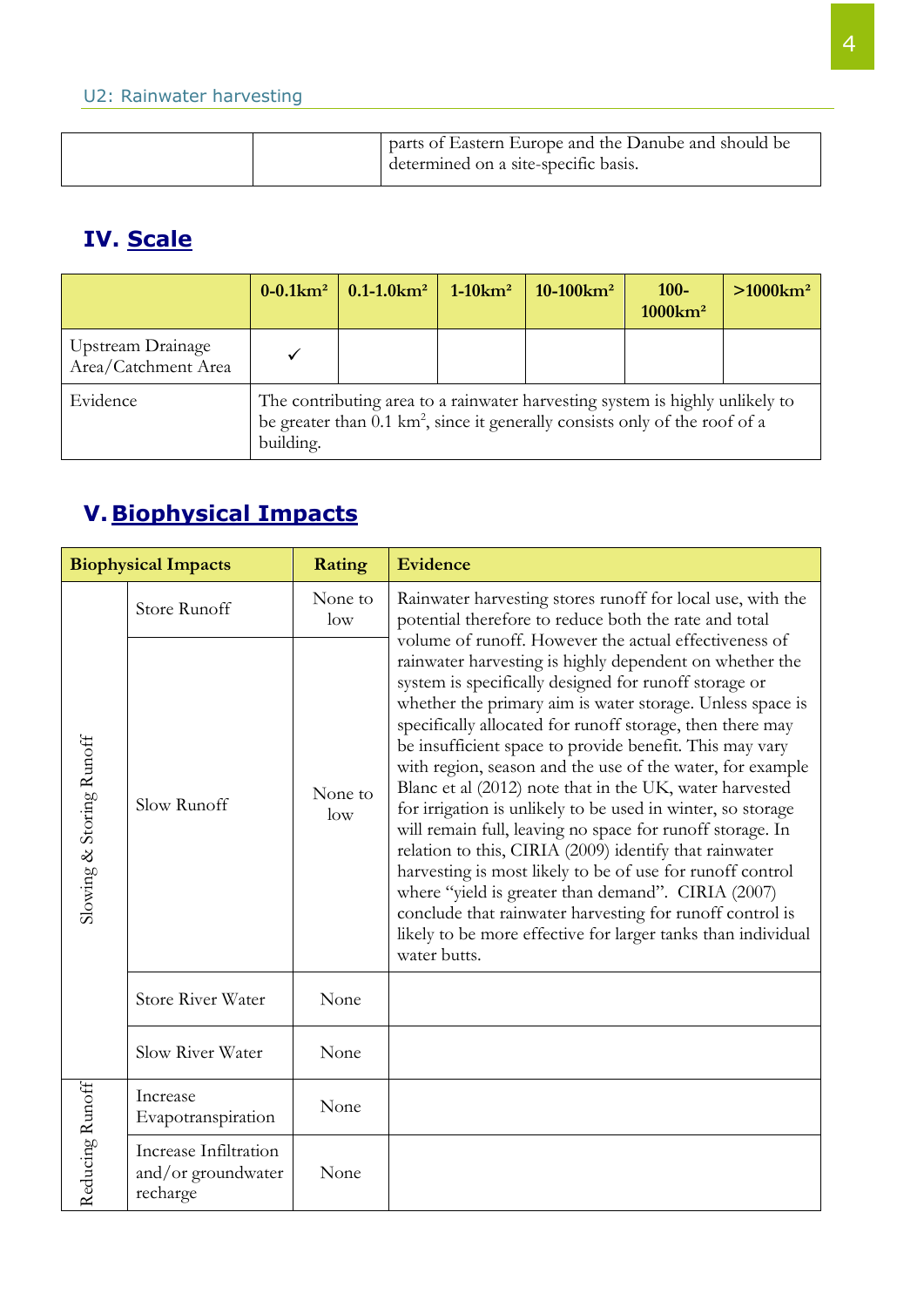| | | parts of Eastern Europe and the Danube and should be determined on a site-specific basis. |
|---|---|---|

## IV. Scale

| | 0-0.1km² | 0.1-1.0km² | 1-10km² | 10-100km² | 100-1000km² | >1000km² |
|---|---|---|---|---|---|---|
| Upstream Drainage Area/Catchment Area | ✓ | | | | | |
| Evidence | The contributing area to a rainwater harvesting system is highly unlikely to be greater than 0.1 km², since it generally consists only of the roof of a building. | | | | | |

## V. Biophysical Impacts

| Biophysical Impacts | | Rating | Evidence |
|---|---|---|---|
| Slowing & Storing Runoff | Store Runoff | None to low | Rainwater harvesting stores runoff for local use, with the potential therefore to reduce both the rate and total volume of runoff. However the actual effectiveness of rainwater harvesting is highly dependent on whether the system is specifically designed for runoff storage or whether the primary aim is water storage. Unless space is specifically allocated for runoff storage, then there may be insufficient space to provide benefit. This may vary with region, season and the use of the water, for example Blanc et al (2012) note that in the UK, water harvested for irrigation is unlikely to be used in winter, so storage will remain full, leaving no space for runoff storage. In relation to this, CIRIA (2009) identify that rainwater harvesting is most likely to be of use for runoff control where "yield is greater than demand". CIRIA (2007) conclude that rainwater harvesting for runoff control is likely to be more effective for larger tanks than individual water butts. |
| | Slow Runoff | None to low | |
| | Store River Water | None | |
| | Slow River Water | None | |
| Reducing Runoff | Increase Evapotranspiration | None | |
| | Increase Infiltration and/or groundwater recharge | None | |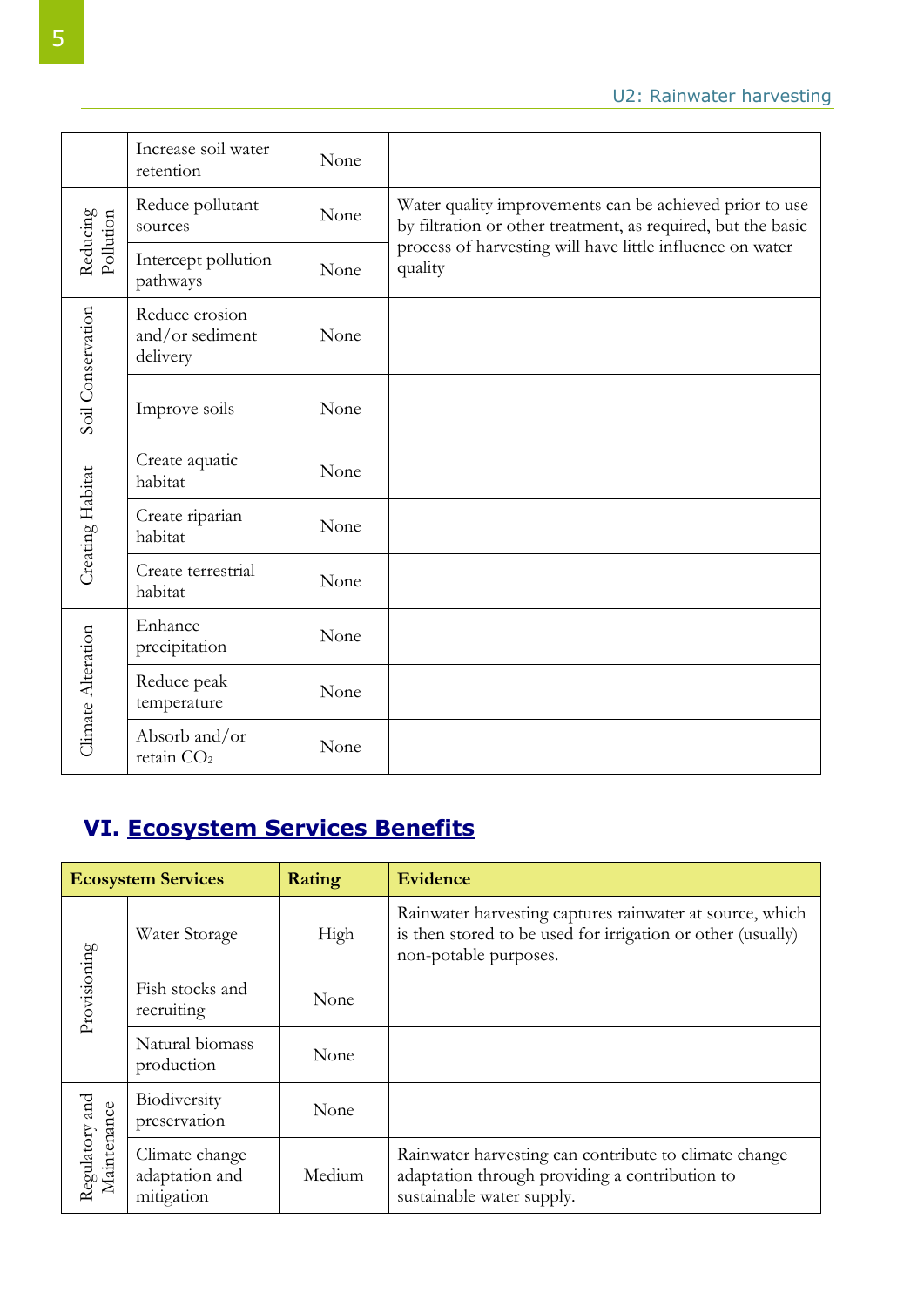| | | | |
|---|---|---|---|
| | Increase soil water retention | None | |
| Reducing Pollution | Reduce pollutant sources | None | Water quality improvements can be achieved prior to use by filtration or other treatment, as required, but the basic process of harvesting will have little influence on water quality |
| | Intercept pollution pathways | None | |
| Soil Conservation | Reduce erosion and/or sediment delivery | None | |
| | Improve soils | None | |
| Creating Habitat | Create aquatic habitat | None | |
| | Create riparian habitat | None | |
| | Create terrestrial habitat | None | |
| Climate Alteration | Enhance precipitation | None | |
| | Reduce peak temperature | None | |
| | Absorb and/or retain $CO_2$ | None | |

## VI. Ecosystem Services Benefits

| Ecosystem Services | | Rating | Evidence |
|---|---|---|---|
| Provisioning | Water Storage | High | Rainwater harvesting captures rainwater at source, which is then stored to be used for irrigation or other (usually) non-potable purposes. |
| | Fish stocks and recruiting | None | |
| | Natural biomass production | None | |
| Regulatory and Maintenance | Biodiversity preservation | None | |
| | Climate change adaptation and mitigation | Medium | Rainwater harvesting can contribute to climate change adaptation through providing a contribution to sustainable water supply. |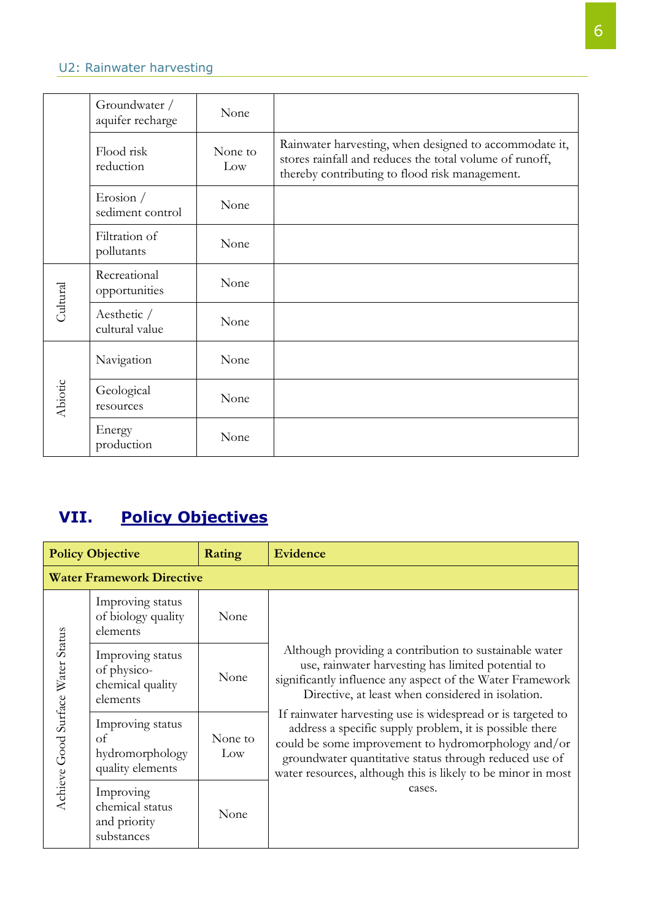| | | | |
|---|---|---|---|
| | Groundwater / aquifer recharge | None | |
| | Flood risk reduction | None to Low | Rainwater harvesting, when designed to accommodate it, stores rainfall and reduces the total volume of runoff, thereby contributing to flood risk management. |
| | Erosion / sediment control | None | |
| | Filtration of pollutants | None | |
| Cultural | Recreational opportunities | None | |
| | Aesthetic / cultural value | None | |
| Abiotic | Navigation | None | |
| | Geological resources | None | |
| | Energy production | None | |

## VII. Policy Objectives

| Policy Objective | | Rating | Evidence |
|---|---|---|---|
| **Water Framework Directive** | | | |
| Achieve Good Surface Water Status | Improving status of biology quality elements | None | Although providing a contribution to sustainable water use, rainwater harvesting has limited potential to significantly influence any aspect of the Water Framework Directive, at least when considered in isolation. If rainwater harvesting use is widespread or is targeted to address a specific supply problem, it is possible there could be some improvement to hydromorphology and/or groundwater quantitative status through reduced use of water resources, although this is likely to be minor in most cases. |
| | Improving status of physico-chemical quality elements | None | |
| | Improving status of hydromorphology quality elements | None to Low | |
| | Improving chemical status and priority substances | None | |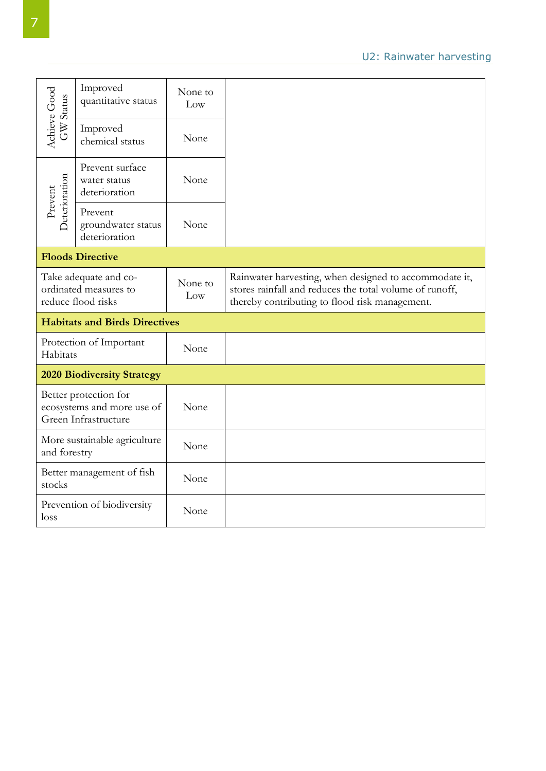| | | | |
|---|---|---|---|
| Achieve Good GW Status | Improved quantitative status | None to Low | |
| | Improved chemical status | None | |
| Prevent Deterioration | Prevent surface water status deterioration | None | |
| | Prevent groundwater status deterioration | None | |
| **Floods Directive** | | | |
| Take adequate and co-ordinated measures to reduce flood risks | | None to Low | Rainwater harvesting, when designed to accommodate it, stores rainfall and reduces the total volume of runoff, thereby contributing to flood risk management. |
| **Habitats and Birds Directives** | | | |
| Protection of Important Habitats | | None | |
| **2020 Biodiversity Strategy** | | | |
| Better protection for ecosystems and more use of Green Infrastructure | | None | |
| More sustainable agriculture and forestry | | None | |
| Better management of fish stocks | | None | |
| Prevention of biodiversity loss | | None | |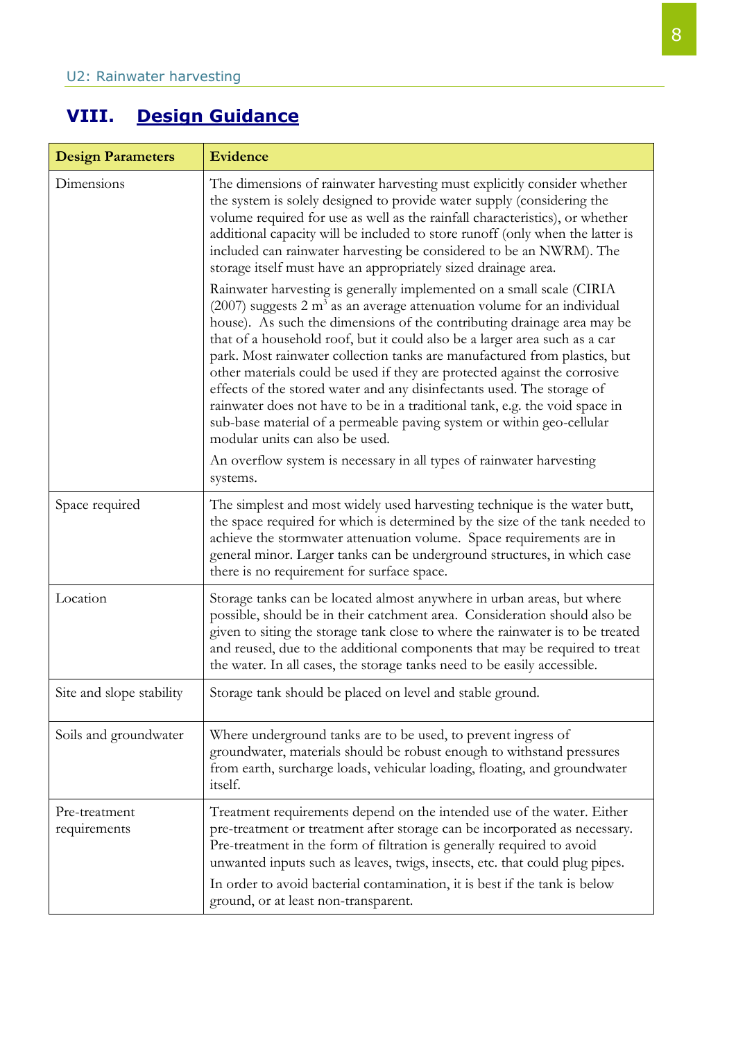## VIII. Design Guidance

| Design Parameters | Evidence |
|---|---|
| Dimensions | The dimensions of rainwater harvesting must explicitly consider whether the system is solely designed to provide water supply (considering the volume required for use as well as the rainfall characteristics), or whether additional capacity will be included to store runoff (only when the latter is included can rainwater harvesting be considered to be an NWRM). The storage itself must have an appropriately sized drainage area.<br><br>Rainwater harvesting is generally implemented on a small scale (CIRIA (2007) suggests 2 $m^3$ as an average attenuation volume for an individual house). As such the dimensions of the contributing drainage area may be that of a household roof, but it could also be a larger area such as a car park. Most rainwater collection tanks are manufactured from plastics, but other materials could be used if they are protected against the corrosive effects of the stored water and any disinfectants used. The storage of rainwater does not have to be in a traditional tank, e.g. the void space in sub-base material of a permeable paving system or within geo-cellular modular units can also be used.<br><br>An overflow system is necessary in all types of rainwater harvesting systems. |
| Space required | The simplest and most widely used harvesting technique is the water butt, the space required for which is determined by the size of the tank needed to achieve the stormwater attenuation volume. Space requirements are in general minor. Larger tanks can be underground structures, in which case there is no requirement for surface space. |
| Location | Storage tanks can be located almost anywhere in urban areas, but where possible, should be in their catchment area. Consideration should also be given to siting the storage tank close to where the rainwater is to be treated and reused, due to the additional components that may be required to treat the water. In all cases, the storage tanks need to be easily accessible. |
| Site and slope stability | Storage tank should be placed on level and stable ground. |
| Soils and groundwater | Where underground tanks are to be used, to prevent ingress of groundwater, materials should be robust enough to withstand pressures from earth, surcharge loads, vehicular loading, floating, and groundwater itself. |
| Pre-treatment requirements | Treatment requirements depend on the intended use of the water. Either pre-treatment or treatment after storage can be incorporated as necessary. Pre-treatment in the form of filtration is generally required to avoid unwanted inputs such as leaves, twigs, insects, etc. that could plug pipes.<br><br>In order to avoid bacterial contamination, it is best if the tank is below ground, or at least non-transparent. |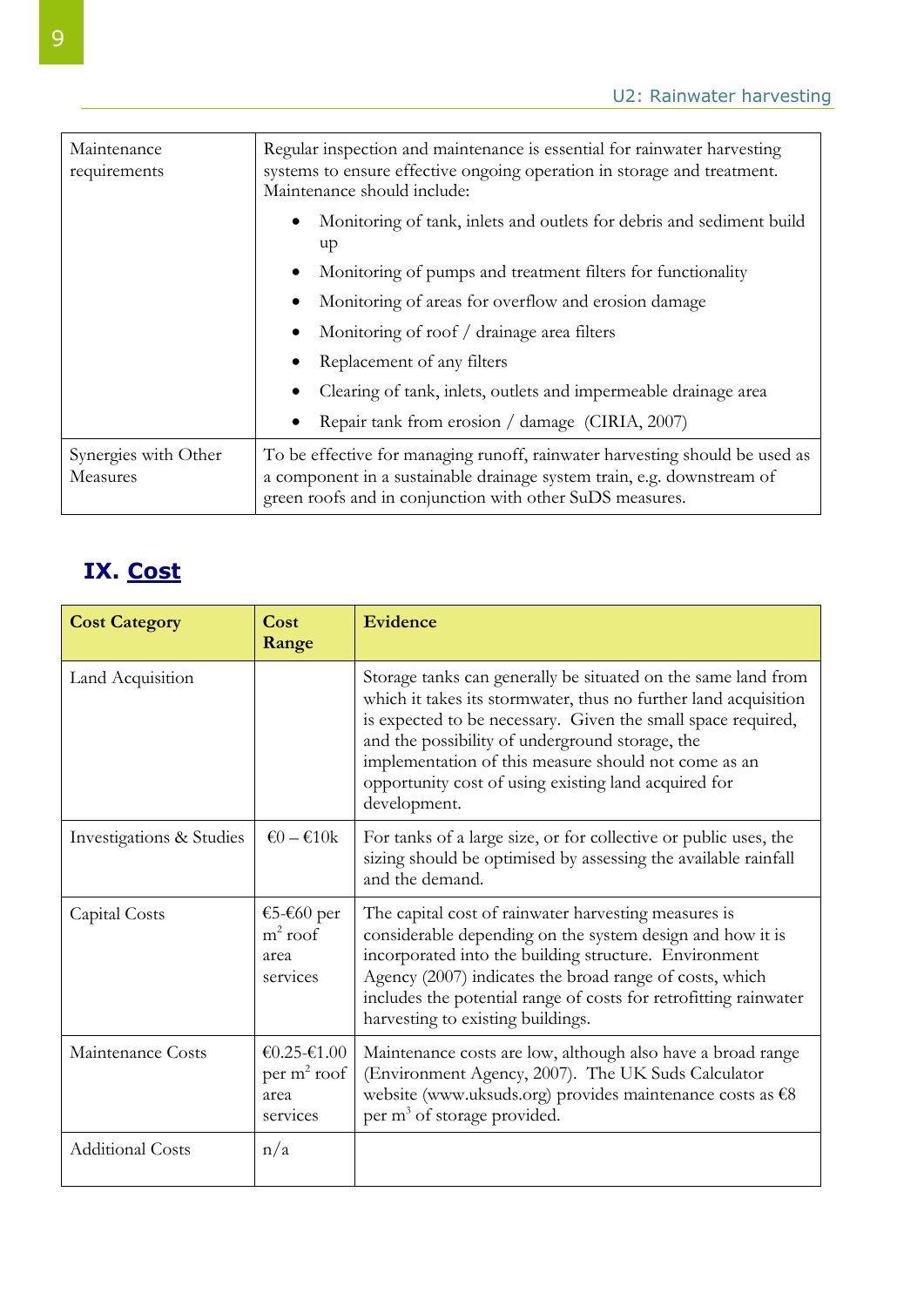| | |
|---|---|
| Maintenance requirements | Regular inspection and maintenance is essential for rainwater harvesting systems to ensure effective ongoing operation in storage and treatment. Maintenance should include: • Monitoring of tank, inlets and outlets for debris and sediment build up • Monitoring of pumps and treatment filters for functionality • Monitoring of areas for overflow and erosion damage • Monitoring of roof / drainage area filters • Replacement of any filters • Clearing of tank, inlets, outlets and impermeable drainage area • Repair tank from erosion / damage (CIRIA, 2007) |
| Synergies with Other Measures | To be effective for managing runoff, rainwater harvesting should be used as a component in a sustainable drainage system train, e.g. downstream of green roofs and in conjunction with other SuDS measures. |

## IX. Cost

| **Cost Category** | **Cost Range** | **Evidence** |
|---|---|---|
| Land Acquisition | | Storage tanks can generally be situated on the same land from which it takes its stormwater, thus no further land acquisition is expected to be necessary. Given the small space required, and the possibility of underground storage, the implementation of this measure should not come as an opportunity cost of using existing land acquired for development. |
| Investigations & Studies | €0 – €10k | For tanks of a large size, or for collective or public uses, the sizing should be optimised by assessing the available rainfall and the demand. |
| Capital Costs | €5-€60 per $m^2$ roof area services | The capital cost of rainwater harvesting measures is considerable depending on the system design and how it is incorporated into the building structure. Environment Agency (2007) indicates the broad range of costs, which includes the potential range of costs for retrofitting rainwater harvesting to existing buildings. |
| Maintenance Costs | €0.25-€1.00 per $m^2$ roof area services | Maintenance costs are low, although also have a broad range (Environment Agency, 2007). The UK Suds Calculator website (www.uksuds.org) provides maintenance costs as €8 per $m^3$ of storage provided. |
| Additional Costs | n/a | |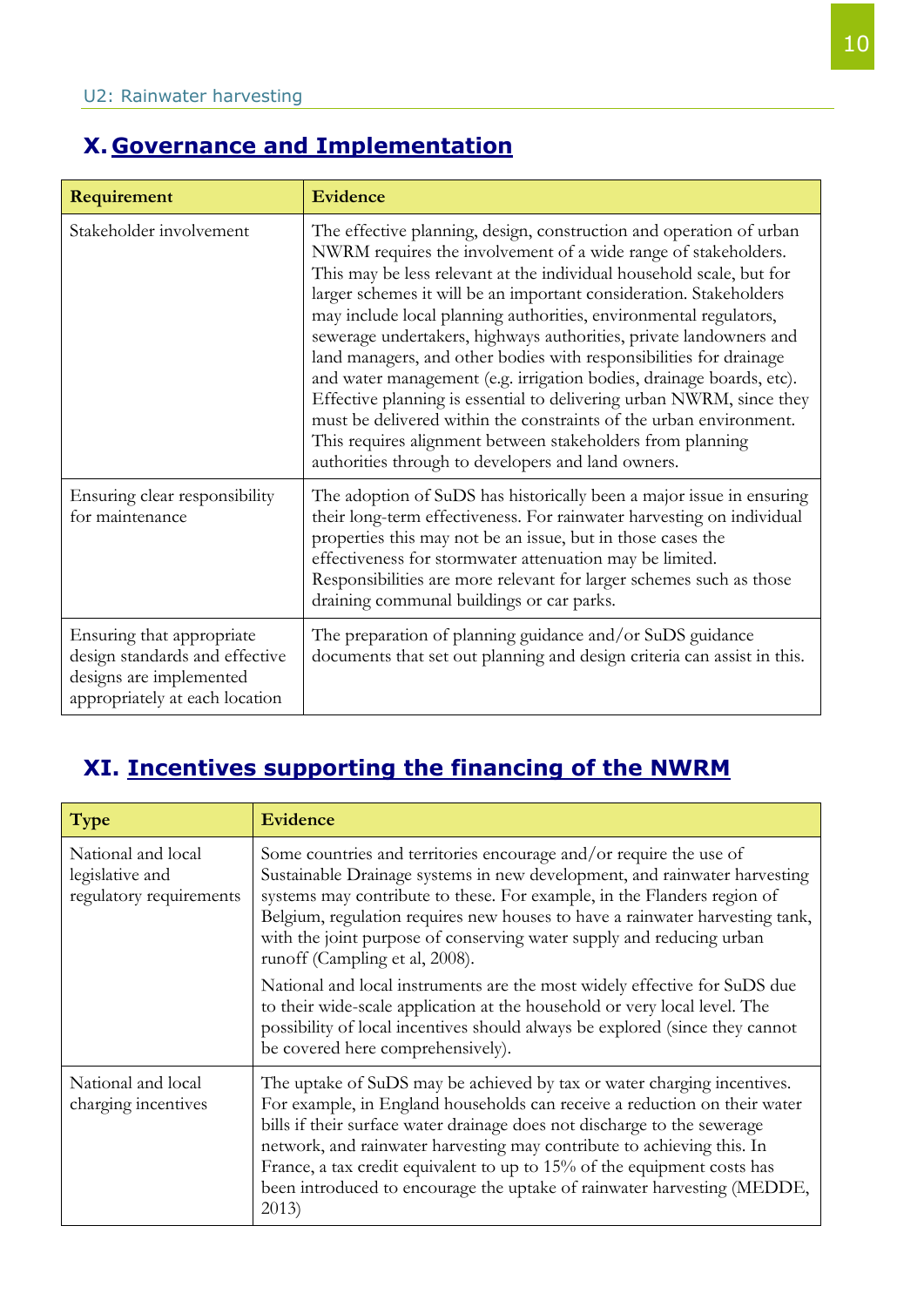## X. Governance and Implementation

| Requirement | Evidence |
|---|---|
| Stakeholder involvement | The effective planning, design, construction and operation of urban NWRM requires the involvement of a wide range of stakeholders. This may be less relevant at the individual household scale, but for larger schemes it will be an important consideration. Stakeholders may include local planning authorities, environmental regulators, sewerage undertakers, highways authorities, private landowners and land managers, and other bodies with responsibilities for drainage and water management (e.g. irrigation bodies, drainage boards, etc). Effective planning is essential to delivering urban NWRM, since they must be delivered within the constraints of the urban environment. This requires alignment between stakeholders from planning authorities through to developers and land owners. |
| Ensuring clear responsibility for maintenance | The adoption of SuDS has historically been a major issue in ensuring their long-term effectiveness. For rainwater harvesting on individual properties this may not be an issue, but in those cases the effectiveness for stormwater attenuation may be limited. Responsibilities are more relevant for larger schemes such as those draining communal buildings or car parks. |
| Ensuring that appropriate design standards and effective designs are implemented appropriately at each location | The preparation of planning guidance and/or SuDS guidance documents that set out planning and design criteria can assist in this. |

## XI. Incentives supporting the financing of the NWRM

| Type | Evidence |
|---|---|
| National and local legislative and regulatory requirements | Some countries and territories encourage and/or require the use of Sustainable Drainage systems in new development, and rainwater harvesting systems may contribute to these. For example, in the Flanders region of Belgium, regulation requires new houses to have a rainwater harvesting tank, with the joint purpose of conserving water supply and reducing urban runoff (Campling et al, 2008).<br><br>National and local instruments are the most widely effective for SuDS due to their wide-scale application at the household or very local level. The possibility of local incentives should always be explored (since they cannot be covered here comprehensively). |
| National and local charging incentives | The uptake of SuDS may be achieved by tax or water charging incentives. For example, in England households can receive a reduction on their water bills if their surface water drainage does not discharge to the sewerage network, and rainwater harvesting may contribute to achieving this. In France, a tax credit equivalent to up to 15% of the equipment costs has been introduced to encourage the uptake of rainwater harvesting (MEDDE, 2013) |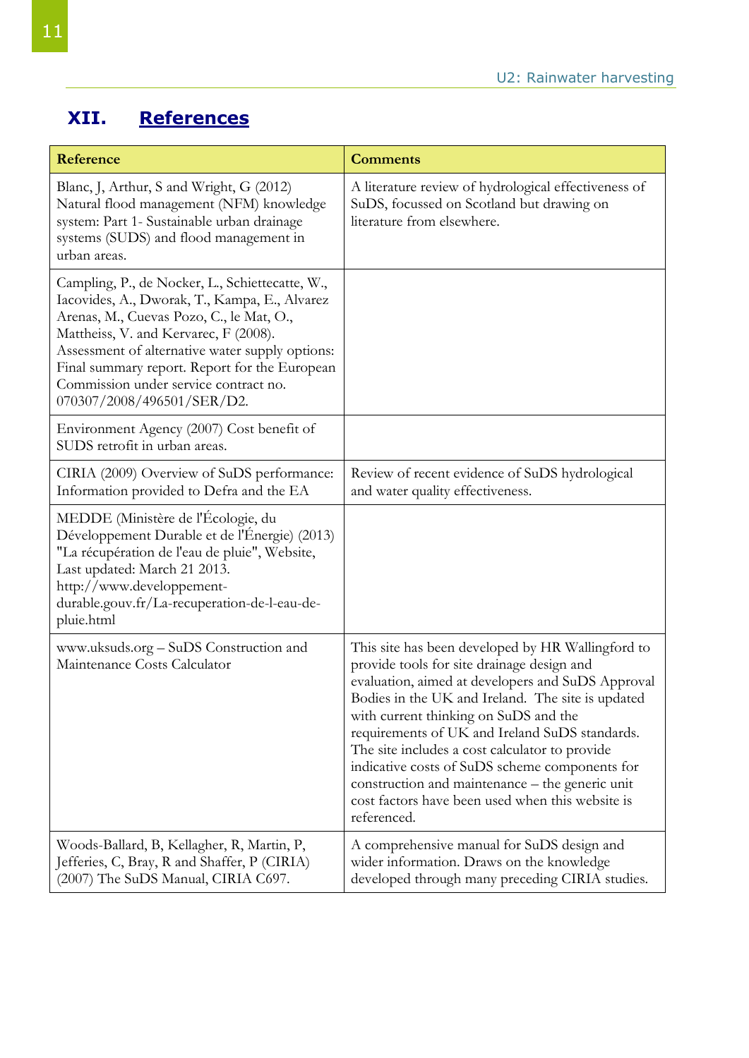## XII. References

| Reference | Comments |
|---|---|
| Blanc, J, Arthur, S and Wright, G (2012) Natural flood management (NFM) knowledge system: Part 1- Sustainable urban drainage systems (SUDS) and flood management in urban areas. | A literature review of hydrological effectiveness of SuDS, focussed on Scotland but drawing on literature from elsewhere. |
| Campling, P., de Nocker, L., Schiettecatte, W., Iacovides, A., Dworak, T., Kampa, E., Alvarez Arenas, M., Cuevas Pozo, C., le Mat, O., Mattheiss, V. and Kervarec, F (2008). Assessment of alternative water supply options: Final summary report. Report for the European Commission under service contract no. 070307/2008/496501/SER/D2. | |
| Environment Agency (2007) Cost benefit of SUDS retrofit in urban areas. | |
| CIRIA (2009) Overview of SuDS performance: Information provided to Defra and the EA | Review of recent evidence of SuDS hydrological and water quality effectiveness. |
| MEDDE (Ministère de l'Écologie, du Développement Durable et de l'Énergie) (2013) "La récupération de l'eau de pluie", Website, Last updated: March 21 2013. http://www.developpement-durable.gouv.fr/La-recuperation-de-l-eau-de-pluie.html | |
| www.uksuds.org – SuDS Construction and Maintenance Costs Calculator | This site has been developed by HR Wallingford to provide tools for site drainage design and evaluation, aimed at developers and SuDS Approval Bodies in the UK and Ireland. The site is updated with current thinking on SuDS and the requirements of UK and Ireland SuDS standards. The site includes a cost calculator to provide indicative costs of SuDS scheme components for construction and maintenance – the generic unit cost factors have been used when this website is referenced. |
| Woods-Ballard, B, Kellagher, R, Martin, P, Jefferies, C, Bray, R and Shaffer, P (CIRIA) (2007) The SuDS Manual, CIRIA C697. | A comprehensive manual for SuDS design and wider information. Draws on the knowledge developed through many preceding CIRIA studies. |